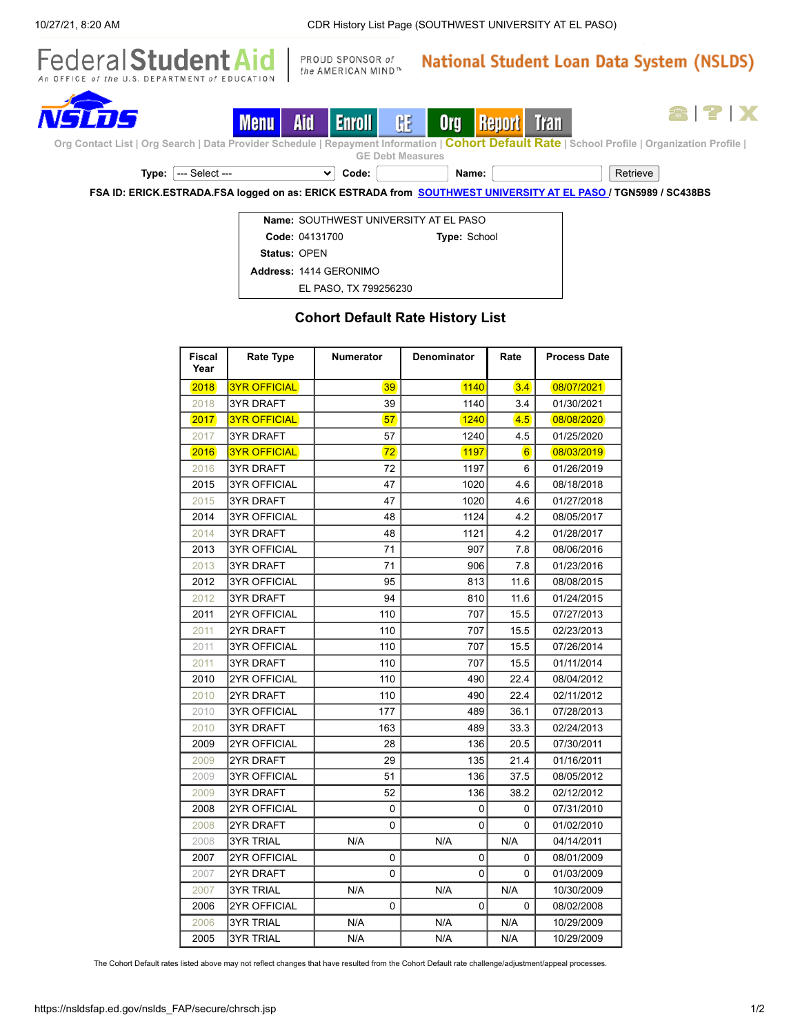Federal Student Aid — An OFFICE of the U.S. DEPARTMENT of EDUCATION | PROUD SPONSOR of the AMERICAN MIND™ | National Student Loan Data System (NSLDS)

NSLDS — Menu | Aid | Enroll | GE | Org | Report | Tran

Org Contact List | Org Search | Data Provider Schedule | Repayment Information | **Cohort Default Rate** | School Profile | Organization Profile | GE Debt Measures

Type: --- Select --- Code: Name: Retrieve

**FSA ID: ERICK.ESTRADA.FSA logged on as: ERICK ESTRADA from SOUTHWEST UNIVERSITY AT EL PASO / TGN5989 / SC438BS**

**Name:** SOUTHWEST UNIVERSITY AT EL PASO
**Code:** 04131700 **Type:** School
**Status:** OPEN
**Address:** 1414 GERONIMO
EL PASO, TX 799256230

## Cohort Default Rate History List

| Fiscal Year | Rate Type | Numerator | Denominator | Rate | Process Date |
|---|---|---|---|---|---|
| 2018 | 3YR OFFICIAL | 39 | 1140 | 3.4 | 08/07/2021 |
| 2018 | 3YR DRAFT | 39 | 1140 | 3.4 | 01/30/2021 |
| 2017 | 3YR OFFICIAL | 57 | 1240 | 4.5 | 08/08/2020 |
| 2017 | 3YR DRAFT | 57 | 1240 | 4.5 | 01/25/2020 |
| 2016 | 3YR OFFICIAL | 72 | 1197 | 6 | 08/03/2019 |
| 2016 | 3YR DRAFT | 72 | 1197 | 6 | 01/26/2019 |
| 2015 | 3YR OFFICIAL | 47 | 1020 | 4.6 | 08/18/2018 |
| 2015 | 3YR DRAFT | 47 | 1020 | 4.6 | 01/27/2018 |
| 2014 | 3YR OFFICIAL | 48 | 1124 | 4.2 | 08/05/2017 |
| 2014 | 3YR DRAFT | 48 | 1121 | 4.2 | 01/28/2017 |
| 2013 | 3YR OFFICIAL | 71 | 907 | 7.8 | 08/06/2016 |
| 2013 | 3YR DRAFT | 71 | 906 | 7.8 | 01/23/2016 |
| 2012 | 3YR OFFICIAL | 95 | 813 | 11.6 | 08/08/2015 |
| 2012 | 3YR DRAFT | 94 | 810 | 11.6 | 01/24/2015 |
| 2011 | 2YR OFFICIAL | 110 | 707 | 15.5 | 07/27/2013 |
| 2011 | 2YR DRAFT | 110 | 707 | 15.5 | 02/23/2013 |
| 2011 | 3YR OFFICIAL | 110 | 707 | 15.5 | 07/26/2014 |
| 2011 | 3YR DRAFT | 110 | 707 | 15.5 | 01/11/2014 |
| 2010 | 2YR OFFICIAL | 110 | 490 | 22.4 | 08/04/2012 |
| 2010 | 2YR DRAFT | 110 | 490 | 22.4 | 02/11/2012 |
| 2010 | 3YR OFFICIAL | 177 | 489 | 36.1 | 07/28/2013 |
| 2010 | 3YR DRAFT | 163 | 489 | 33.3 | 02/24/2013 |
| 2009 | 2YR OFFICIAL | 28 | 136 | 20.5 | 07/30/2011 |
| 2009 | 2YR DRAFT | 29 | 135 | 21.4 | 01/16/2011 |
| 2009 | 3YR OFFICIAL | 51 | 136 | 37.5 | 08/05/2012 |
| 2009 | 3YR DRAFT | 52 | 136 | 38.2 | 02/12/2012 |
| 2008 | 2YR OFFICIAL | 0 | 0 | 0 | 07/31/2010 |
| 2008 | 2YR DRAFT | 0 | 0 | 0 | 01/02/2010 |
| 2008 | 3YR TRIAL | N/A | N/A | N/A | 04/14/2011 |
| 2007 | 2YR OFFICIAL | 0 | 0 | 0 | 08/01/2009 |
| 2007 | 2YR DRAFT | 0 | 0 | 0 | 01/03/2009 |
| 2007 | 3YR TRIAL | N/A | N/A | N/A | 10/30/2009 |
| 2006 | 2YR OFFICIAL | 0 | 0 | 0 | 08/02/2008 |
| 2006 | 3YR TRIAL | N/A | N/A | N/A | 10/29/2009 |
| 2005 | 3YR TRIAL | N/A | N/A | N/A | 10/29/2009 |

The Cohort Default rates listed above may not reflect changes that have resulted from the Cohort Default rate challenge/adjustment/appeal processes.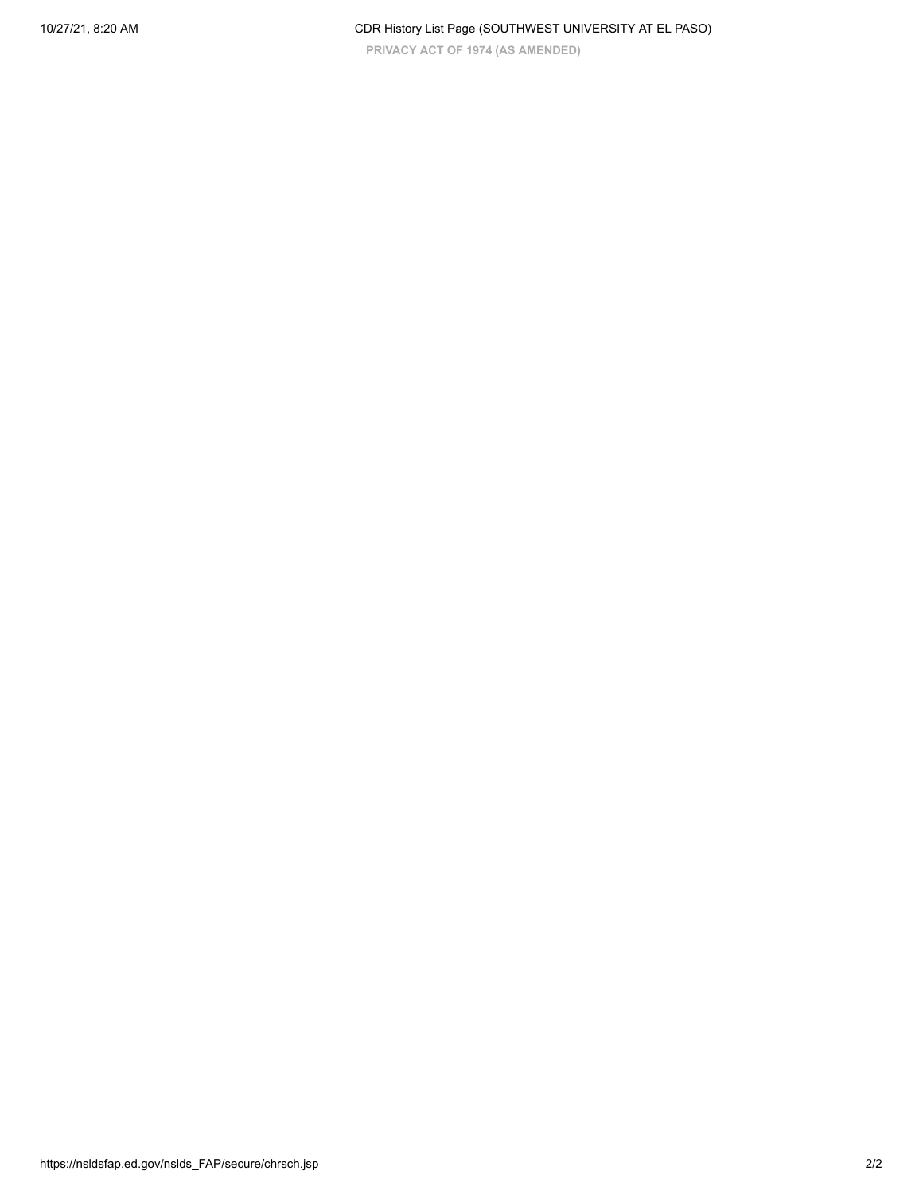PRIVACY ACT OF 1974 (AS AMENDED)